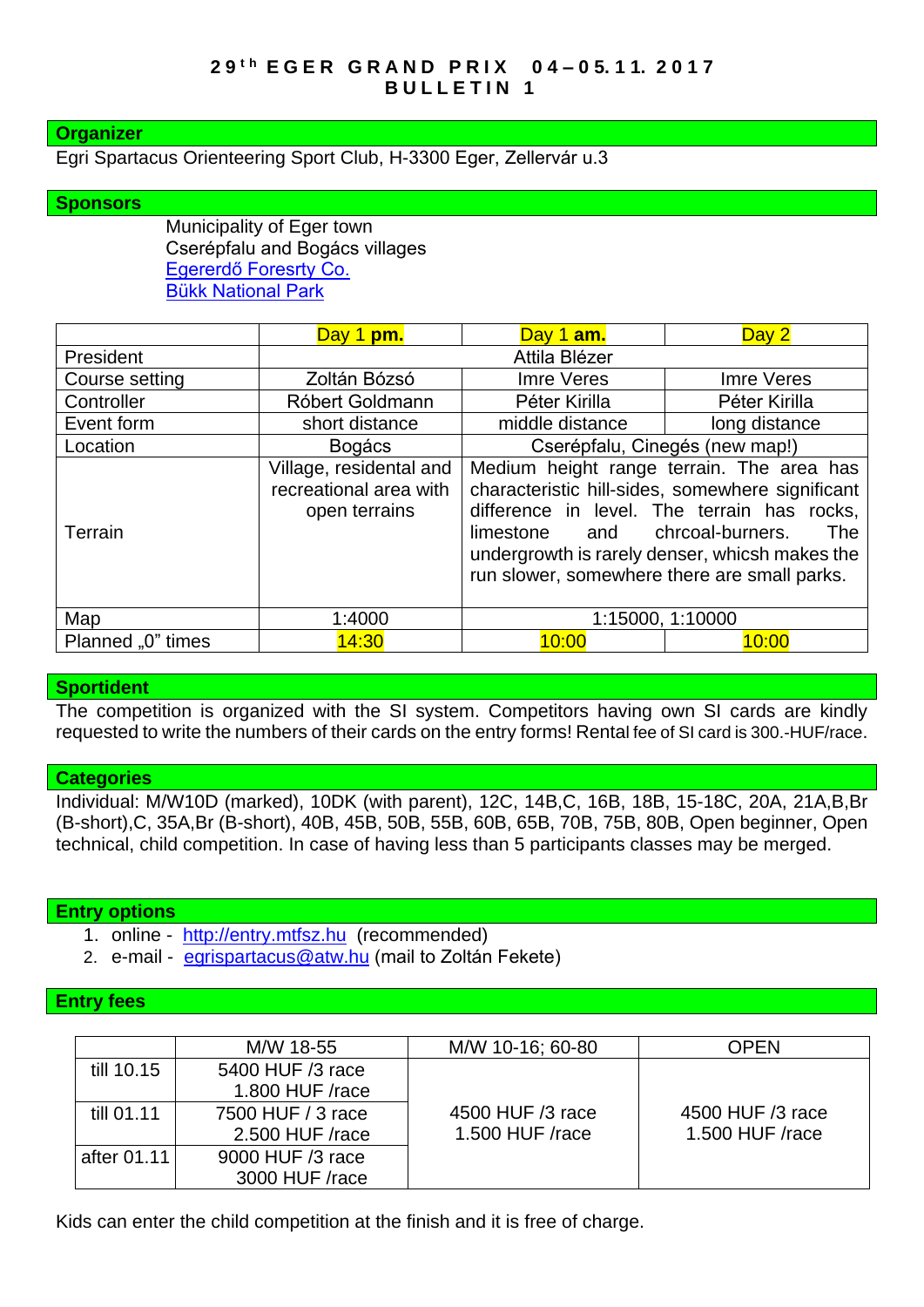# 29th EGER GRAND PRIX 04–05.11. 2017
# BULLETIN 1

## Organizer

Egri Spartacus Orienteering Sport Club, H-3300 Eger, Zellervár u.3

## Sponsors

Municipality of Eger town
Cserépfalu and Bogács villages
Egererdő Foresrty Co.
Bükk National Park

| | Day 1 **pm.** | Day 1 **am.** | Day 2 |
|---|---|---|---|
| President | Attila Blézer | | |
| Course setting | Zoltán Bózsó | Imre Veres | Imre Veres |
| Controller | Róbert Goldmann | Péter Kirilla | Péter Kirilla |
| Event form | short distance | middle distance | long distance |
| Location | Bogács | Cserépfalu, Cinegés (new map!) | |
| Terrain | Village, residental and recreational area with open terrains | Medium height range terrain. The area has characteristic hill-sides, somewhere significant difference in level. The terrain has rocks, limestone and chrcoal-burners. The undergrowth is rarely denser, whicsh makes the run slower, somewhere there are small parks. | |
| Map | 1:4000 | 1:15000, 1:10000 | |
| Planned „0" times | 14:30 | 10:00 | 10:00 |

## Sportident

The competition is organized with the SI system. Competitors having own SI cards are kindly requested to write the numbers of their cards on the entry forms! Rental fee of SI card is 300.-HUF/race.

## Categories

Individual: M/W10D (marked), 10DK (with parent), 12C, 14B,C, 16B, 18B, 15-18C, 20A, 21A,B,Br (B-short),C, 35A,Br (B-short), 40B, 45B, 50B, 55B, 60B, 65B, 70B, 75B, 80B, Open beginner, Open technical, child competition. In case of having less than 5 participants classes may be merged.

## Entry options

1. online - http://entry.mtfsz.hu (recommended)
2. e-mail - egrispartacus@atw.hu (mail to Zoltán Fekete)

## Entry fees

| | M/W 18-55 | M/W 10-16; 60-80 | OPEN |
|---|---|---|---|
| till 10.15 | 5400 HUF /3 race<br>1.800 HUF /race | 4500 HUF /3 race<br>1.500 HUF /race | 4500 HUF /3 race<br>1.500 HUF /race |
| till 01.11 | 7500 HUF / 3 race<br>2.500 HUF /race | | |
| after 01.11 | 9000 HUF /3 race<br>3000 HUF /race | | |

Kids can enter the child competition at the finish and it is free of charge.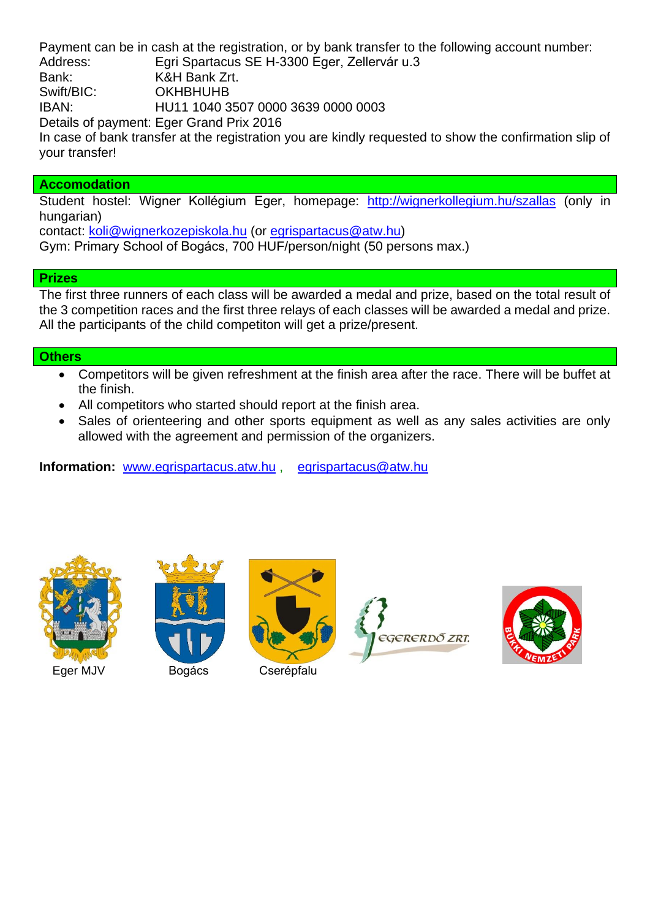Payment can be in cash at the registration, or by bank transfer to the following account number:

| | |
|---|---|
| Address: | Egri Spartacus SE H-3300 Eger, Zellervár u.3 |
| Bank: | K&H Bank Zrt. |
| Swift/BIC: | OKHBHUHB |
| IBAN: | HU11 1040 3507 0000 3639 0000 0003 |

Details of payment: Eger Grand Prix 2016

In case of bank transfer at the registration you are kindly requested to show the confirmation slip of your transfer!

## Accomodation

Student hostel: Wigner Kollégium Eger, homepage: http://wignerkollegium.hu/szallas (only in hungarian)

contact: koli@wignerkozepiskola.hu (or egrispartacus@atw.hu)

Gym: Primary School of Bogács, 700 HUF/person/night (50 persons max.)

## Prizes

The first three runners of each class will be awarded a medal and prize, based on the total result of the 3 competition races and the first three relays of each classes will be awarded a medal and prize. All the participants of the child competiton will get a prize/present.

## Others

- Competitors will be given refreshment at the finish area after the race. There will be buffet at the finish.
- All competitors who started should report at the finish area.
- Sales of orienteering and other sports equipment as well as any sales activities are only allowed with the agreement and permission of the organizers.

**Information:** www.egrispartacus.atw.hu , egrispartacus@atw.hu

Eger MJV

Bogács

Cserépfalu

EGERERDŐ ZRT.

BÜKKI NEMZETI PARK